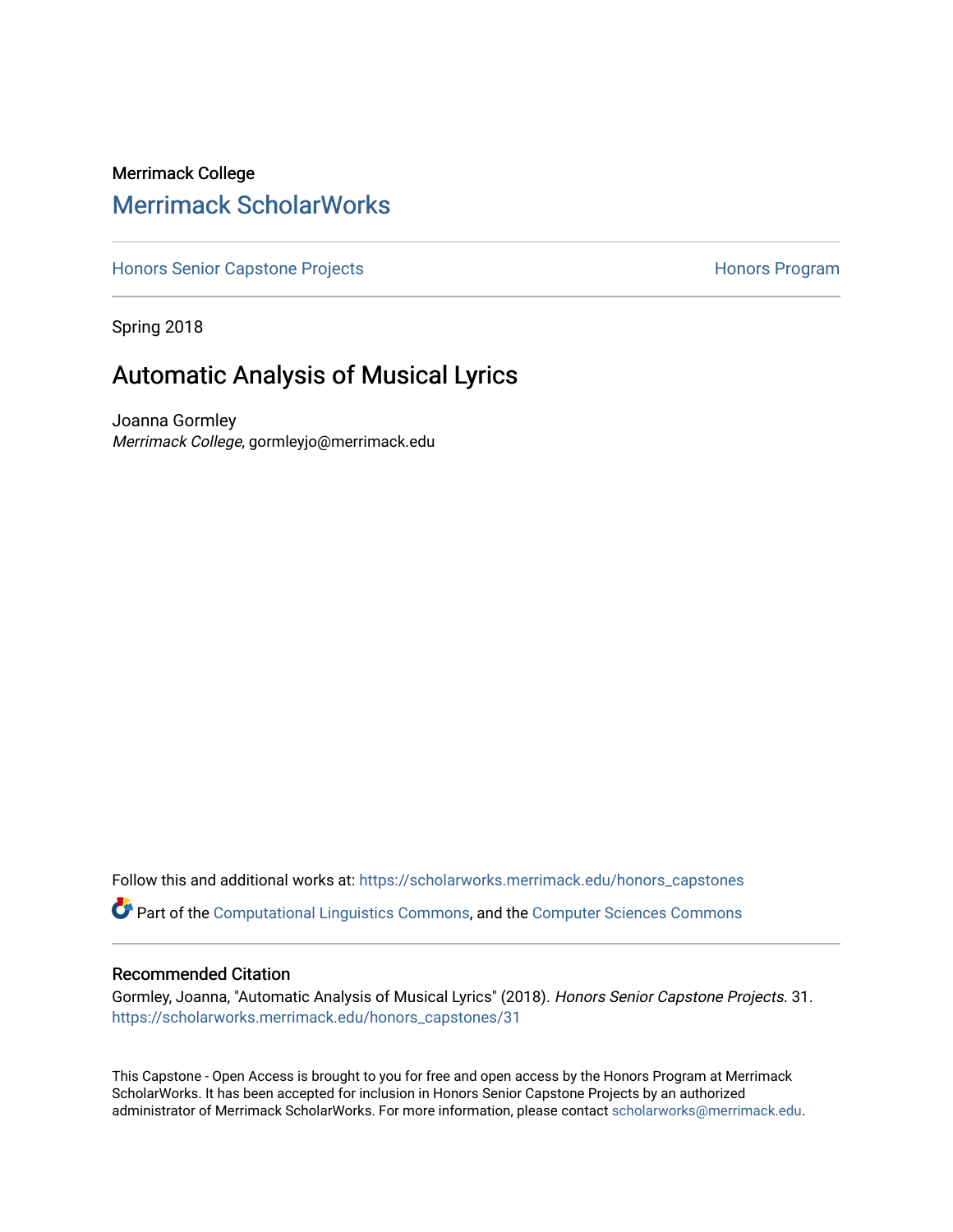Merrimack College

## Merrimack ScholarWorks

Honors Senior Capstone Projects | Honors Program

Spring 2018

# Automatic Analysis of Musical Lyrics

Joanna Gormley
*Merrimack College*, gormleyjo@merrimack.edu

Follow this and additional works at: https://scholarworks.merrimack.edu/honors_capstones

Part of the Computational Linguistics Commons, and the Computer Sciences Commons

### Recommended Citation

Gormley, Joanna, "Automatic Analysis of Musical Lyrics" (2018). *Honors Senior Capstone Projects*. 31.
https://scholarworks.merrimack.edu/honors_capstones/31

This Capstone - Open Access is brought to you for free and open access by the Honors Program at Merrimack ScholarWorks. It has been accepted for inclusion in Honors Senior Capstone Projects by an authorized administrator of Merrimack ScholarWorks. For more information, please contact scholarworks@merrimack.edu.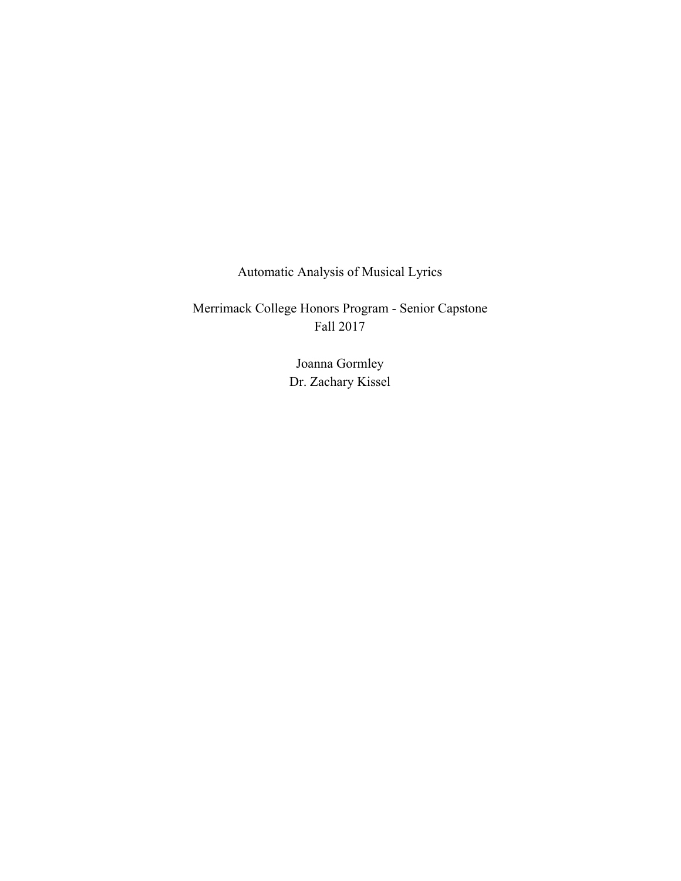Automatic Analysis of Musical Lyrics

Merrimack College Honors Program - Senior Capstone
Fall 2017

Joanna Gormley
Dr. Zachary Kissel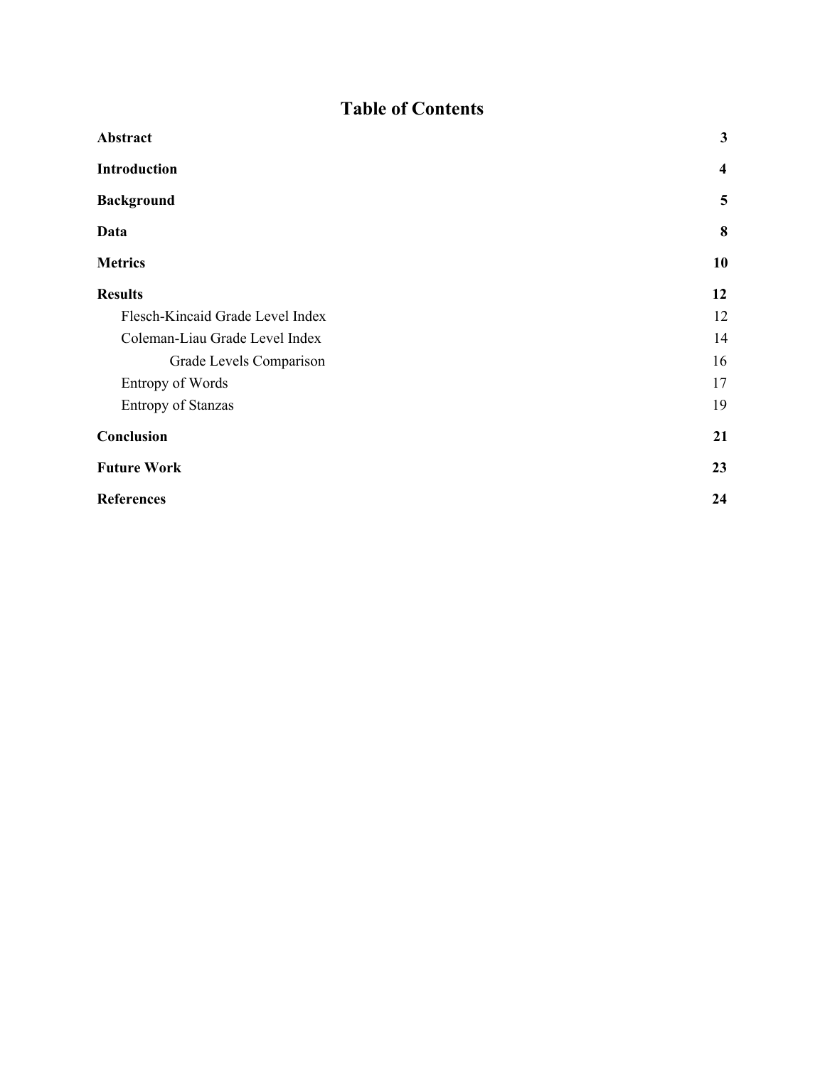# Table of Contents

| | |
|---|---|
| **Abstract** | **3** |
| **Introduction** | **4** |
| **Background** | **5** |
| **Data** | **8** |
| **Metrics** | **10** |
| **Results** | **12** |
| Flesch-Kincaid Grade Level Index | 12 |
| Coleman-Liau Grade Level Index | 14 |
| Grade Levels Comparison | 16 |
| Entropy of Words | 17 |
| Entropy of Stanzas | 19 |
| **Conclusion** | **21** |
| **Future Work** | **23** |
| **References** | **24** |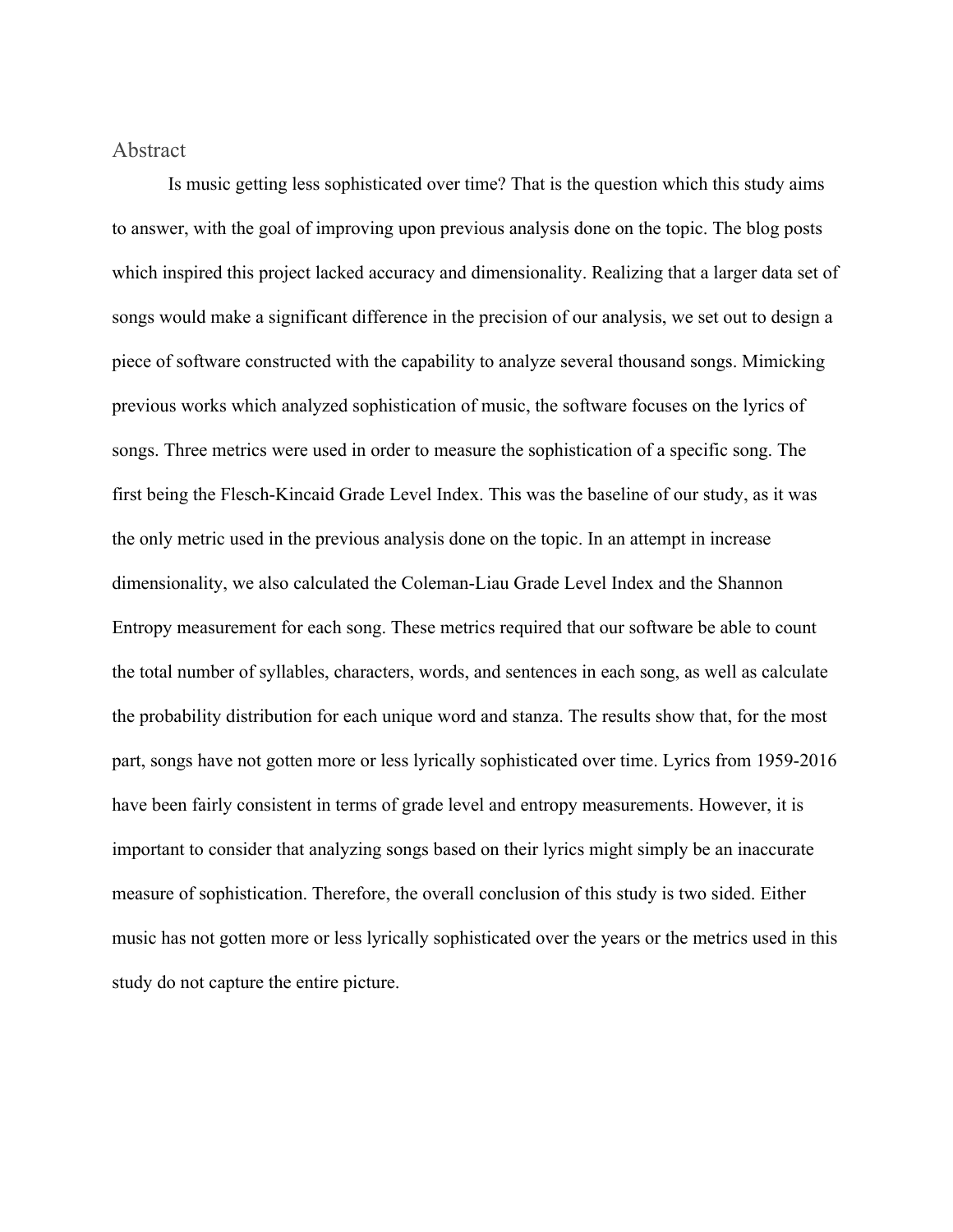## Abstract

Is music getting less sophisticated over time? That is the question which this study aims to answer, with the goal of improving upon previous analysis done on the topic. The blog posts which inspired this project lacked accuracy and dimensionality. Realizing that a larger data set of songs would make a significant difference in the precision of our analysis, we set out to design a piece of software constructed with the capability to analyze several thousand songs. Mimicking previous works which analyzed sophistication of music, the software focuses on the lyrics of songs. Three metrics were used in order to measure the sophistication of a specific song. The first being the Flesch-Kincaid Grade Level Index. This was the baseline of our study, as it was the only metric used in the previous analysis done on the topic. In an attempt in increase dimensionality, we also calculated the Coleman-Liau Grade Level Index and the Shannon Entropy measurement for each song. These metrics required that our software be able to count the total number of syllables, characters, words, and sentences in each song, as well as calculate the probability distribution for each unique word and stanza. The results show that, for the most part, songs have not gotten more or less lyrically sophisticated over time. Lyrics from 1959-2016 have been fairly consistent in terms of grade level and entropy measurements. However, it is important to consider that analyzing songs based on their lyrics might simply be an inaccurate measure of sophistication. Therefore, the overall conclusion of this study is two sided. Either music has not gotten more or less lyrically sophisticated over the years or the metrics used in this study do not capture the entire picture.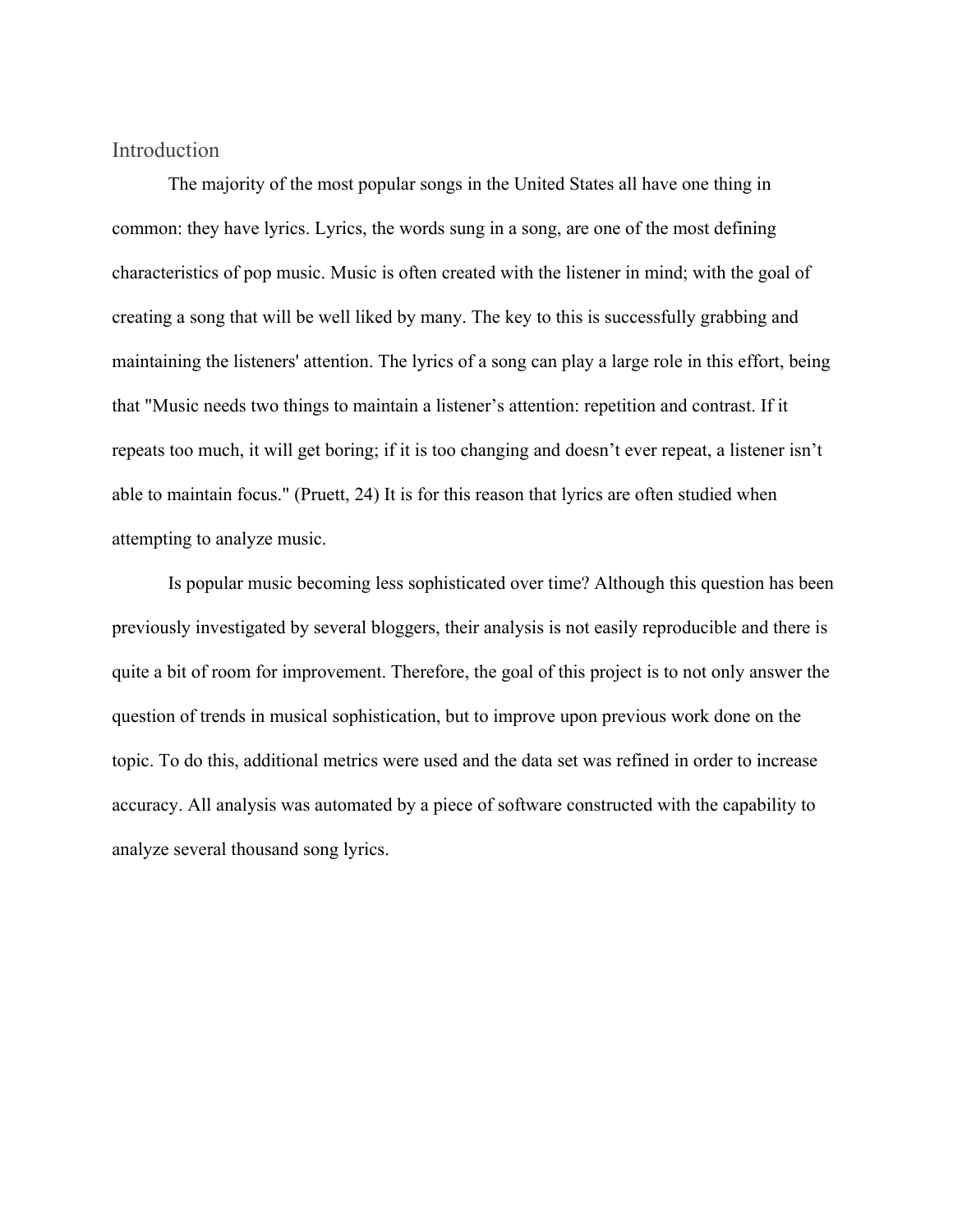## Introduction

The majority of the most popular songs in the United States all have one thing in common: they have lyrics. Lyrics, the words sung in a song, are one of the most defining characteristics of pop music. Music is often created with the listener in mind; with the goal of creating a song that will be well liked by many. The key to this is successfully grabbing and maintaining the listeners' attention. The lyrics of a song can play a large role in this effort, being that "Music needs two things to maintain a listener's attention: repetition and contrast. If it repeats too much, it will get boring; if it is too changing and doesn't ever repeat, a listener isn't able to maintain focus." (Pruett, 24) It is for this reason that lyrics are often studied when attempting to analyze music.

Is popular music becoming less sophisticated over time? Although this question has been previously investigated by several bloggers, their analysis is not easily reproducible and there is quite a bit of room for improvement. Therefore, the goal of this project is to not only answer the question of trends in musical sophistication, but to improve upon previous work done on the topic. To do this, additional metrics were used and the data set was refined in order to increase accuracy. All analysis was automated by a piece of software constructed with the capability to analyze several thousand song lyrics.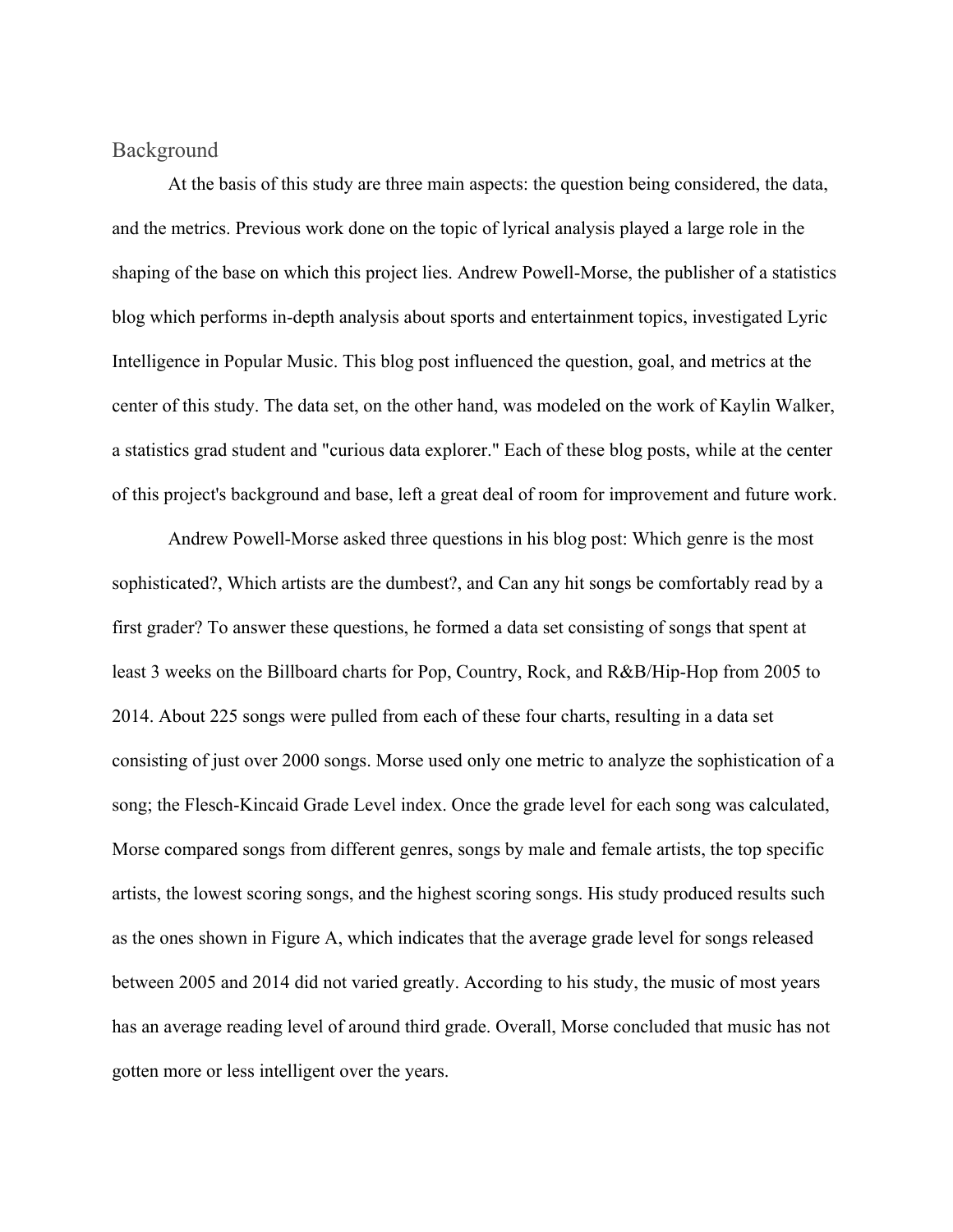## Background

At the basis of this study are three main aspects: the question being considered, the data, and the metrics. Previous work done on the topic of lyrical analysis played a large role in the shaping of the base on which this project lies. Andrew Powell-Morse, the publisher of a statistics blog which performs in-depth analysis about sports and entertainment topics, investigated Lyric Intelligence in Popular Music. This blog post influenced the question, goal, and metrics at the center of this study. The data set, on the other hand, was modeled on the work of Kaylin Walker, a statistics grad student and "curious data explorer." Each of these blog posts, while at the center of this project's background and base, left a great deal of room for improvement and future work.

Andrew Powell-Morse asked three questions in his blog post: Which genre is the most sophisticated?, Which artists are the dumbest?, and Can any hit songs be comfortably read by a first grader? To answer these questions, he formed a data set consisting of songs that spent at least 3 weeks on the Billboard charts for Pop, Country, Rock, and R&B/Hip-Hop from 2005 to 2014. About 225 songs were pulled from each of these four charts, resulting in a data set consisting of just over 2000 songs. Morse used only one metric to analyze the sophistication of a song; the Flesch-Kincaid Grade Level index. Once the grade level for each song was calculated, Morse compared songs from different genres, songs by male and female artists, the top specific artists, the lowest scoring songs, and the highest scoring songs. His study produced results such as the ones shown in Figure A, which indicates that the average grade level for songs released between 2005 and 2014 did not varied greatly. According to his study, the music of most years has an average reading level of around third grade. Overall, Morse concluded that music has not gotten more or less intelligent over the years.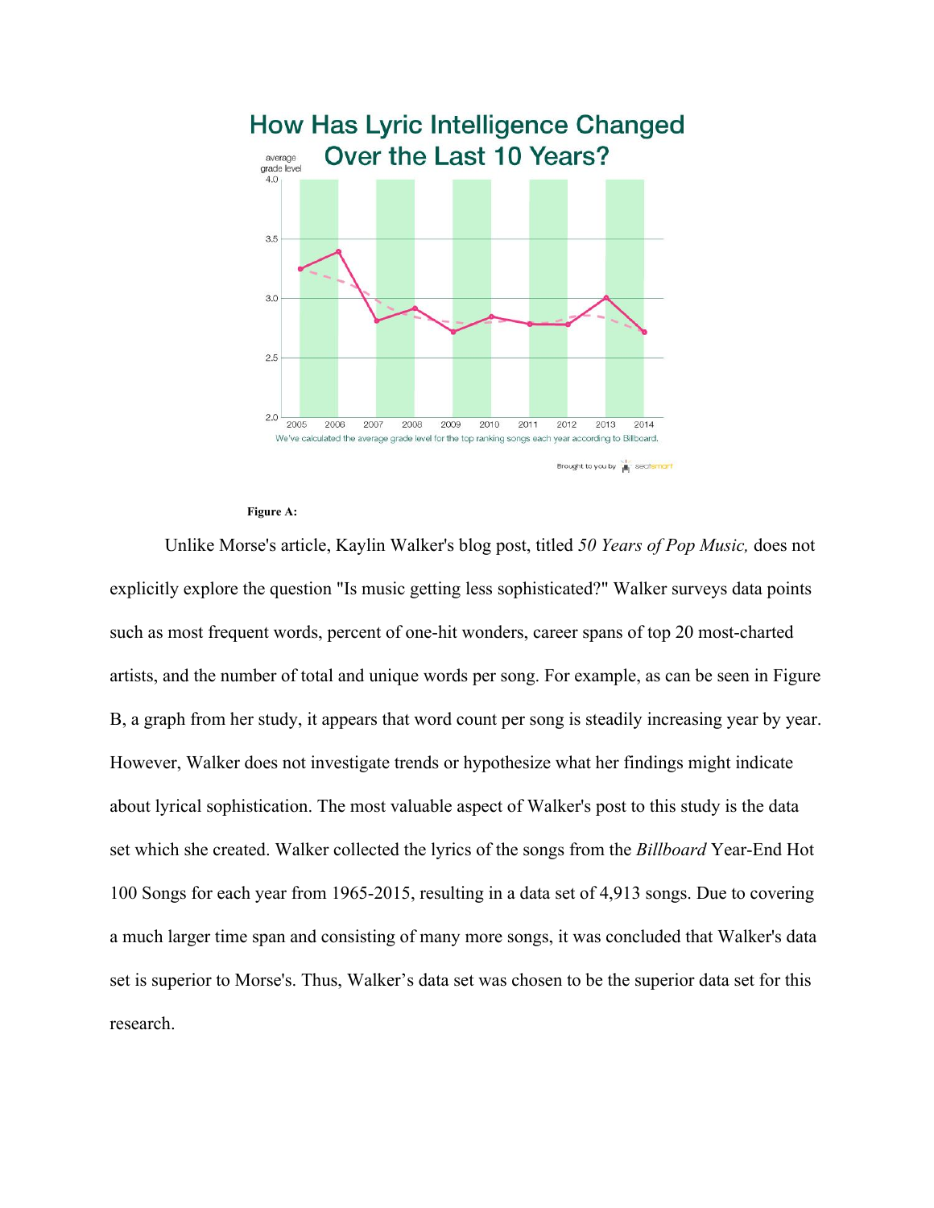**Figure A:**

Unlike Morse's article, Kaylin Walker's blog post, titled *50 Years of Pop Music,* does not explicitly explore the question "Is music getting less sophisticated?" Walker surveys data points such as most frequent words, percent of one-hit wonders, career spans of top 20 most-charted artists, and the number of total and unique words per song. For example, as can be seen in Figure B, a graph from her study, it appears that word count per song is steadily increasing year by year. However, Walker does not investigate trends or hypothesize what her findings might indicate about lyrical sophistication. The most valuable aspect of Walker's post to this study is the data set which she created. Walker collected the lyrics of the songs from the *Billboard* Year-End Hot 100 Songs for each year from 1965-2015, resulting in a data set of 4,913 songs. Due to covering a much larger time span and consisting of many more songs, it was concluded that Walker's data set is superior to Morse's. Thus, Walker's data set was chosen to be the superior data set for this research.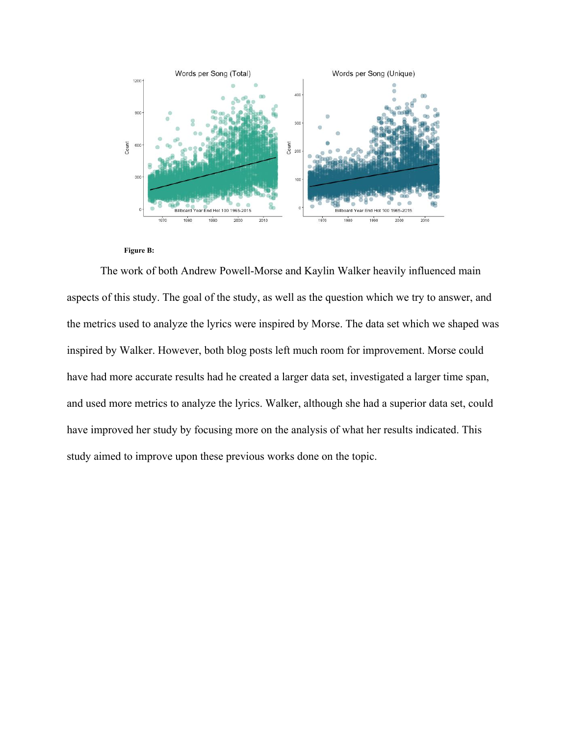**Figure B:**

The work of both Andrew Powell-Morse and Kaylin Walker heavily influenced main aspects of this study. The goal of the study, as well as the question which we try to answer, and the metrics used to analyze the lyrics were inspired by Morse. The data set which we shaped was inspired by Walker. However, both blog posts left much room for improvement. Morse could have had more accurate results had he created a larger data set, investigated a larger time span, and used more metrics to analyze the lyrics. Walker, although she had a superior data set, could have improved her study by focusing more on the analysis of what her results indicated. This study aimed to improve upon these previous works done on the topic.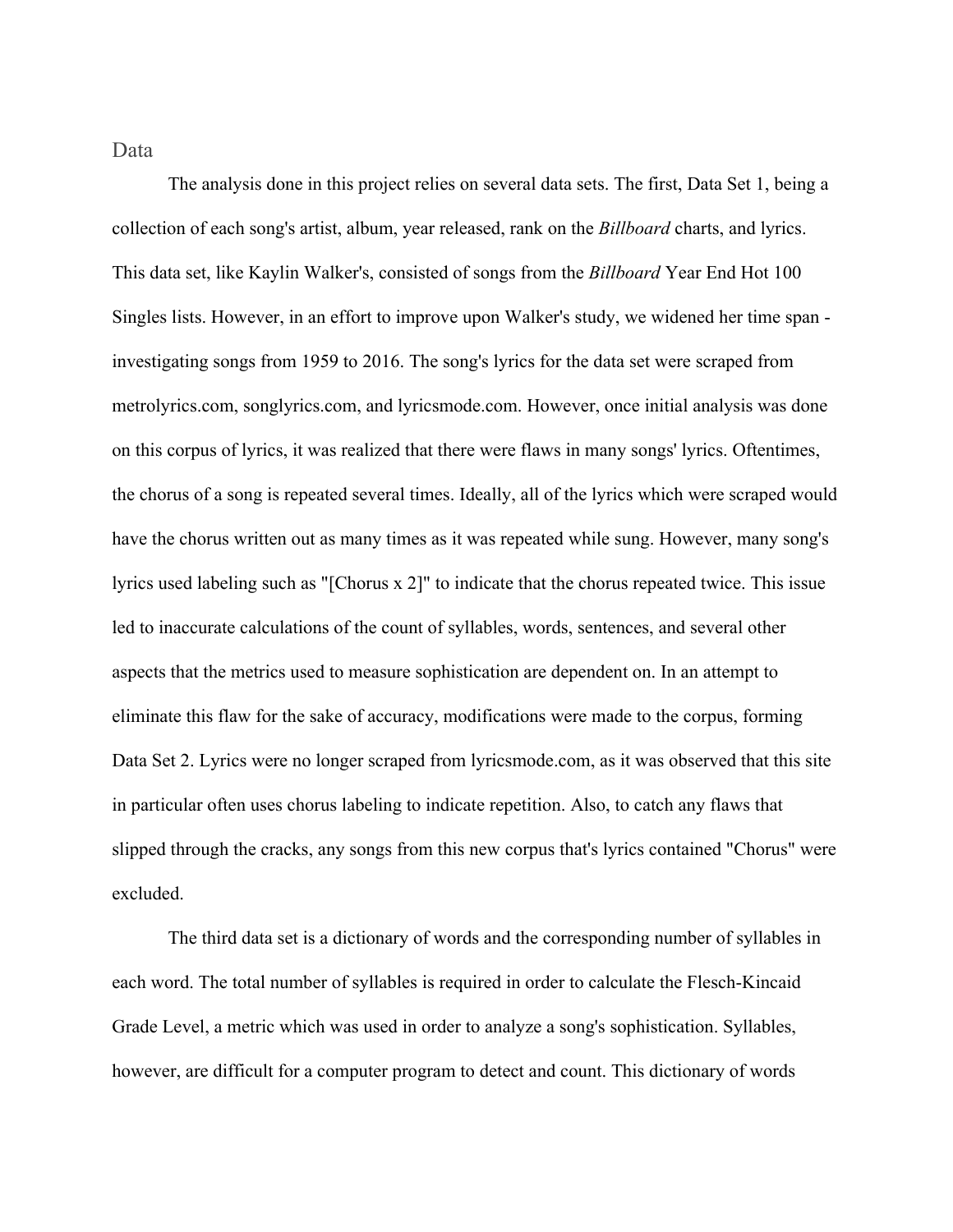## Data

The analysis done in this project relies on several data sets. The first, Data Set 1, being a collection of each song's artist, album, year released, rank on the *Billboard* charts, and lyrics. This data set, like Kaylin Walker's, consisted of songs from the *Billboard* Year End Hot 100 Singles lists. However, in an effort to improve upon Walker's study, we widened her time span - investigating songs from 1959 to 2016. The song's lyrics for the data set were scraped from metrolyrics.com, songlyrics.com, and lyricsmode.com. However, once initial analysis was done on this corpus of lyrics, it was realized that there were flaws in many songs' lyrics. Oftentimes, the chorus of a song is repeated several times. Ideally, all of the lyrics which were scraped would have the chorus written out as many times as it was repeated while sung. However, many song's lyrics used labeling such as "[Chorus x 2]" to indicate that the chorus repeated twice. This issue led to inaccurate calculations of the count of syllables, words, sentences, and several other aspects that the metrics used to measure sophistication are dependent on. In an attempt to eliminate this flaw for the sake of accuracy, modifications were made to the corpus, forming Data Set 2. Lyrics were no longer scraped from lyricsmode.com, as it was observed that this site in particular often uses chorus labeling to indicate repetition. Also, to catch any flaws that slipped through the cracks, any songs from this new corpus that's lyrics contained "Chorus" were excluded.

The third data set is a dictionary of words and the corresponding number of syllables in each word. The total number of syllables is required in order to calculate the Flesch-Kincaid Grade Level, a metric which was used in order to analyze a song's sophistication. Syllables, however, are difficult for a computer program to detect and count. This dictionary of words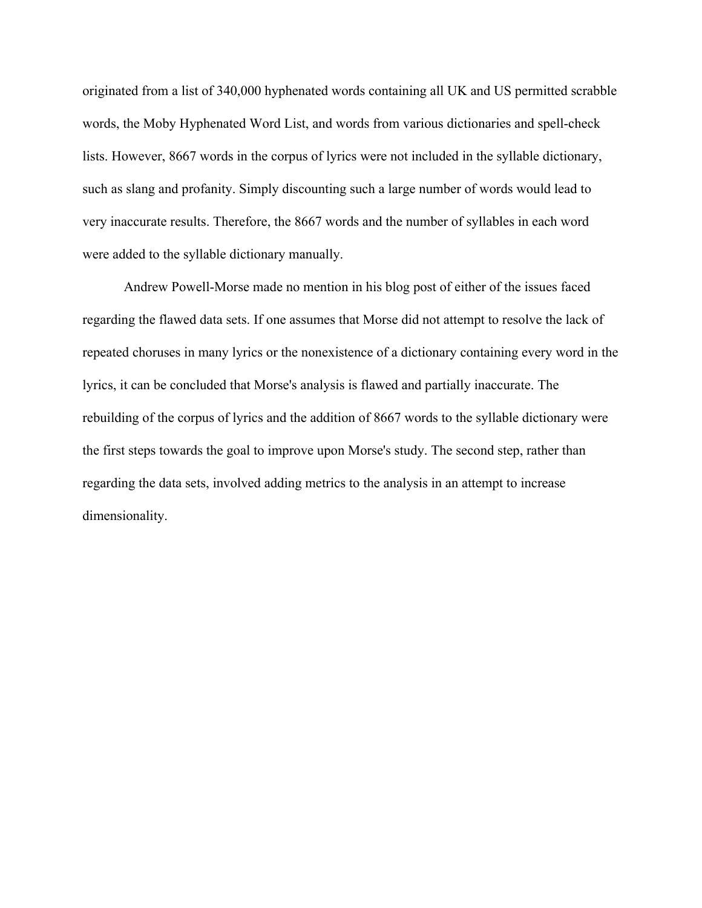originated from a list of 340,000 hyphenated words containing all UK and US permitted scrabble words, the Moby Hyphenated Word List, and words from various dictionaries and spell-check lists. However, 8667 words in the corpus of lyrics were not included in the syllable dictionary, such as slang and profanity. Simply discounting such a large number of words would lead to very inaccurate results. Therefore, the 8667 words and the number of syllables in each word were added to the syllable dictionary manually.

Andrew Powell-Morse made no mention in his blog post of either of the issues faced regarding the flawed data sets. If one assumes that Morse did not attempt to resolve the lack of repeated choruses in many lyrics or the nonexistence of a dictionary containing every word in the lyrics, it can be concluded that Morse's analysis is flawed and partially inaccurate. The rebuilding of the corpus of lyrics and the addition of 8667 words to the syllable dictionary were the first steps towards the goal to improve upon Morse's study. The second step, rather than regarding the data sets, involved adding metrics to the analysis in an attempt to increase dimensionality.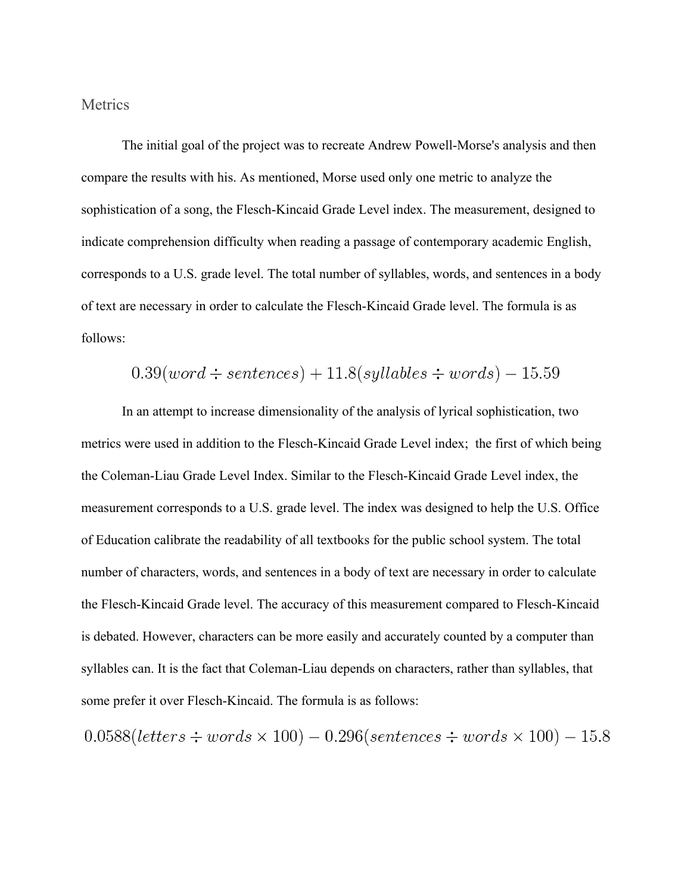## Metrics

The initial goal of the project was to recreate Andrew Powell-Morse's analysis and then compare the results with his. As mentioned, Morse used only one metric to analyze the sophistication of a song, the Flesch-Kincaid Grade Level index. The measurement, designed to indicate comprehension difficulty when reading a passage of contemporary academic English, corresponds to a U.S. grade level. The total number of syllables, words, and sentences in a body of text are necessary in order to calculate the Flesch-Kincaid Grade level. The formula is as follows:

$$0.39(word \div sentences) + 11.8(syllables \div words) - 15.59$$

In an attempt to increase dimensionality of the analysis of lyrical sophistication, two metrics were used in addition to the Flesch-Kincaid Grade Level index; the first of which being the Coleman-Liau Grade Level Index. Similar to the Flesch-Kincaid Grade Level index, the measurement corresponds to a U.S. grade level. The index was designed to help the U.S. Office of Education calibrate the readability of all textbooks for the public school system. The total number of characters, words, and sentences in a body of text are necessary in order to calculate the Flesch-Kincaid Grade level. The accuracy of this measurement compared to Flesch-Kincaid is debated. However, characters can be more easily and accurately counted by a computer than syllables can. It is the fact that Coleman-Liau depends on characters, rather than syllables, that some prefer it over Flesch-Kincaid. The formula is as follows:

$$0.0588(letters \div words \times 100) - 0.296(sentences \div words \times 100) - 15.8$$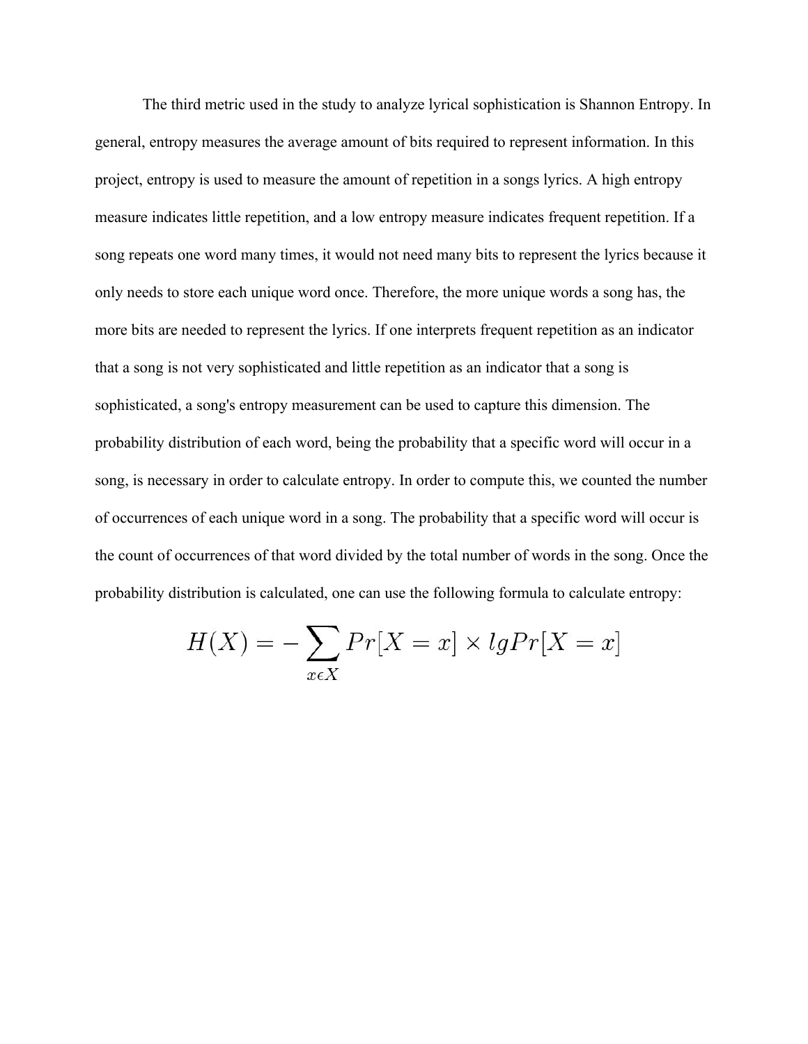The third metric used in the study to analyze lyrical sophistication is Shannon Entropy. In general, entropy measures the average amount of bits required to represent information. In this project, entropy is used to measure the amount of repetition in a songs lyrics. A high entropy measure indicates little repetition, and a low entropy measure indicates frequent repetition. If a song repeats one word many times, it would not need many bits to represent the lyrics because it only needs to store each unique word once. Therefore, the more unique words a song has, the more bits are needed to represent the lyrics. If one interprets frequent repetition as an indicator that a song is not very sophisticated and little repetition as an indicator that a song is sophisticated, a song's entropy measurement can be used to capture this dimension. The probability distribution of each word, being the probability that a specific word will occur in a song, is necessary in order to calculate entropy. In order to compute this, we counted the number of occurrences of each unique word in a song. The probability that a specific word will occur is the count of occurrences of that word divided by the total number of words in the song. Once the probability distribution is calculated, one can use the following formula to calculate entropy:

$$H(X) = -\sum_{x \epsilon X} Pr[X = x] \times lg Pr[X = x]$$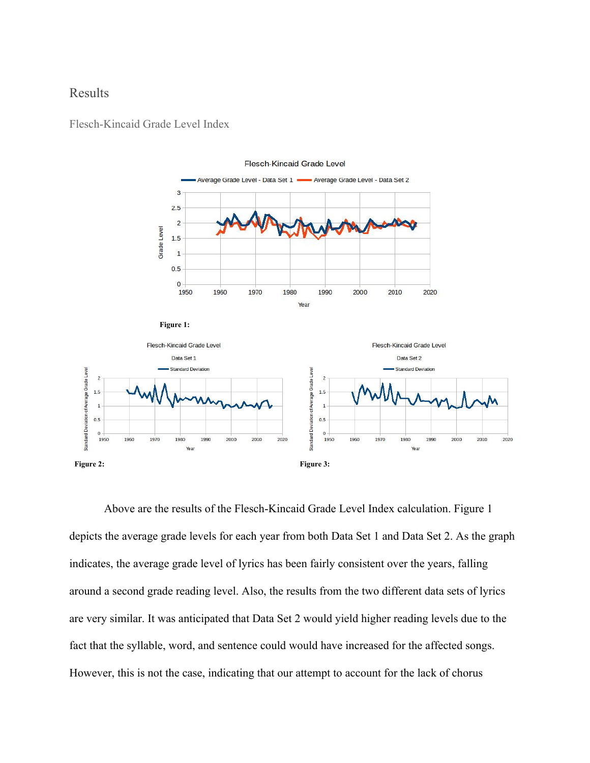# Results

## Flesch-Kincaid Grade Level Index

**Figure 1:**

**Figure 2:**

**Figure 3:**

Above are the results of the Flesch-Kincaid Grade Level Index calculation. Figure 1 depicts the average grade levels for each year from both Data Set 1 and Data Set 2. As the graph indicates, the average grade level of lyrics has been fairly consistent over the years, falling around a second grade reading level. Also, the results from the two different data sets of lyrics are very similar. It was anticipated that Data Set 2 would yield higher reading levels due to the fact that the syllable, word, and sentence could would have increased for the affected songs. However, this is not the case, indicating that our attempt to account for the lack of chorus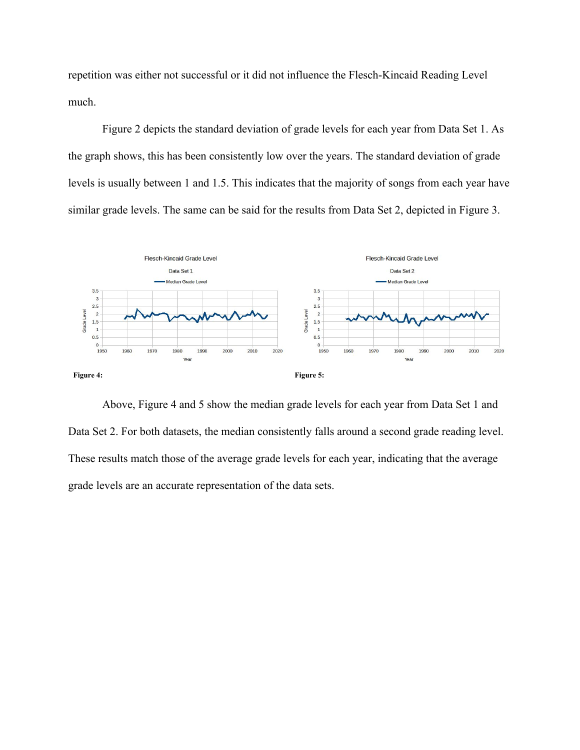repetition was either not successful or it did not influence the Flesch-Kincaid Reading Level much.

Figure 2 depicts the standard deviation of grade levels for each year from Data Set 1. As the graph shows, this has been consistently low over the years. The standard deviation of grade levels is usually between 1 and 1.5. This indicates that the majority of songs from each year have similar grade levels. The same can be said for the results from Data Set 2, depicted in Figure 3.

**Figure 4:**

**Figure 5:**

Above, Figure 4 and 5 show the median grade levels for each year from Data Set 1 and Data Set 2. For both datasets, the median consistently falls around a second grade reading level. These results match those of the average grade levels for each year, indicating that the average grade levels are an accurate representation of the data sets.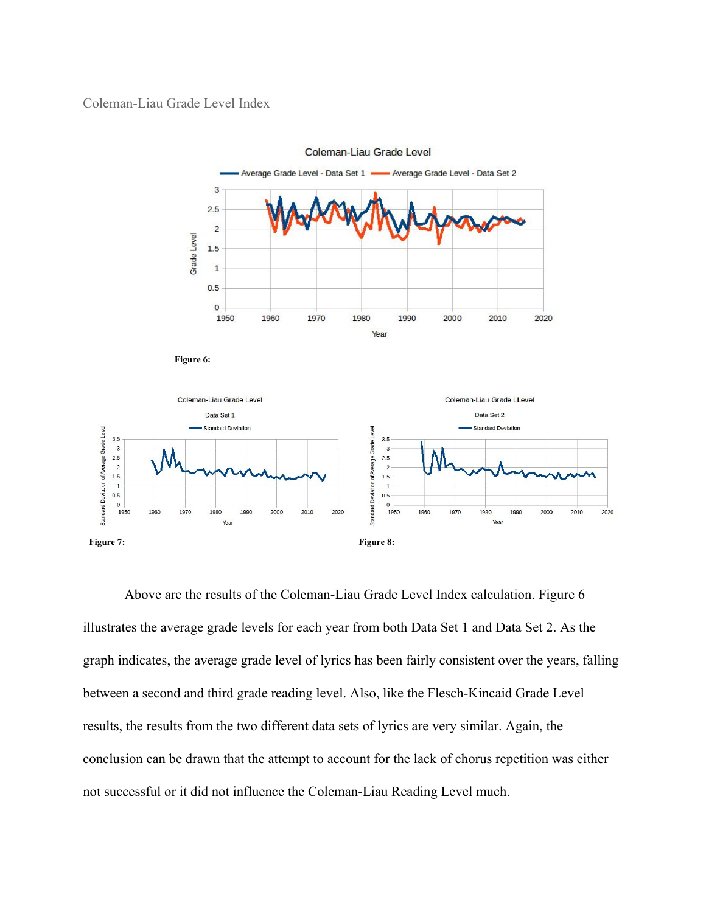Coleman-Liau Grade Level Index

**Figure 6:**

**Figure 7:**

**Figure 8:**

Above are the results of the Coleman-Liau Grade Level Index calculation. Figure 6 illustrates the average grade levels for each year from both Data Set 1 and Data Set 2. As the graph indicates, the average grade level of lyrics has been fairly consistent over the years, falling between a second and third grade reading level. Also, like the Flesch-Kincaid Grade Level results, the results from the two different data sets of lyrics are very similar. Again, the conclusion can be drawn that the attempt to account for the lack of chorus repetition was either not successful or it did not influence the Coleman-Liau Reading Level much.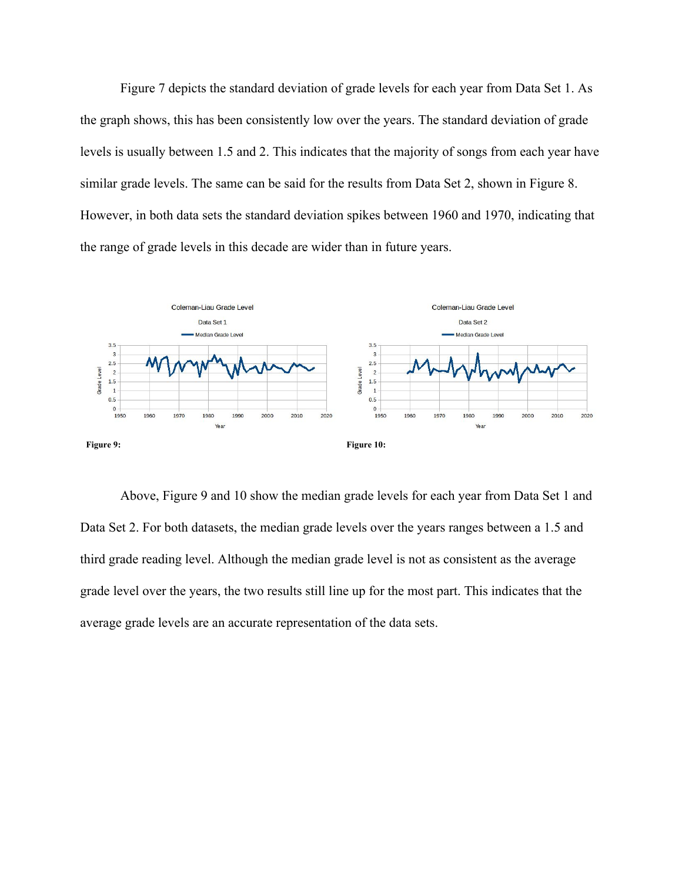Figure 7 depicts the standard deviation of grade levels for each year from Data Set 1. As the graph shows, this has been consistently low over the years. The standard deviation of grade levels is usually between 1.5 and 2. This indicates that the majority of songs from each year have similar grade levels. The same can be said for the results from Data Set 2, shown in Figure 8. However, in both data sets the standard deviation spikes between 1960 and 1970, indicating that the range of grade levels in this decade are wider than in future years.

**Figure 9:**

**Figure 10:**

Above, Figure 9 and 10 show the median grade levels for each year from Data Set 1 and Data Set 2. For both datasets, the median grade levels over the years ranges between a 1.5 and third grade reading level. Although the median grade level is not as consistent as the average grade level over the years, the two results still line up for the most part. This indicates that the average grade levels are an accurate representation of the data sets.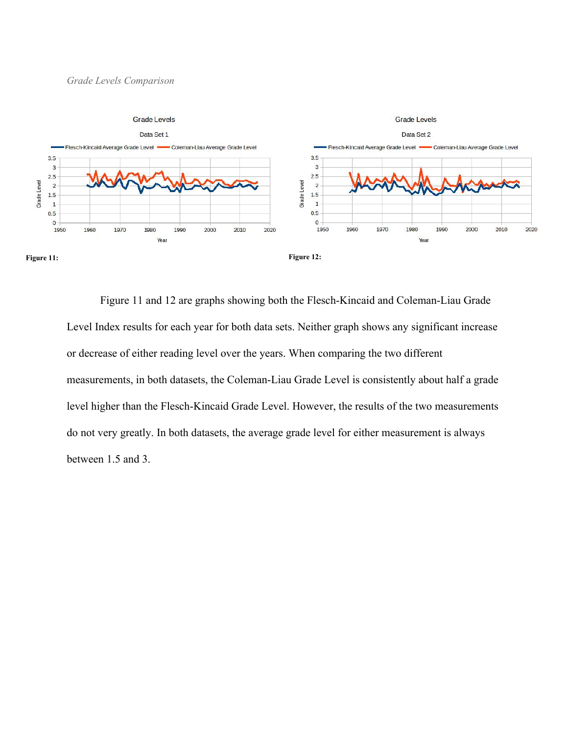*Grade Levels Comparison*

Figure 11:

Figure 12:

Figure 11 and 12 are graphs showing both the Flesch-Kincaid and Coleman-Liau Grade Level Index results for each year for both data sets. Neither graph shows any significant increase or decrease of either reading level over the years. When comparing the two different measurements, in both datasets, the Coleman-Liau Grade Level is consistently about half a grade level higher than the Flesch-Kincaid Grade Level. However, the results of the two measurements do not very greatly. In both datasets, the average grade level for either measurement is always between 1.5 and 3.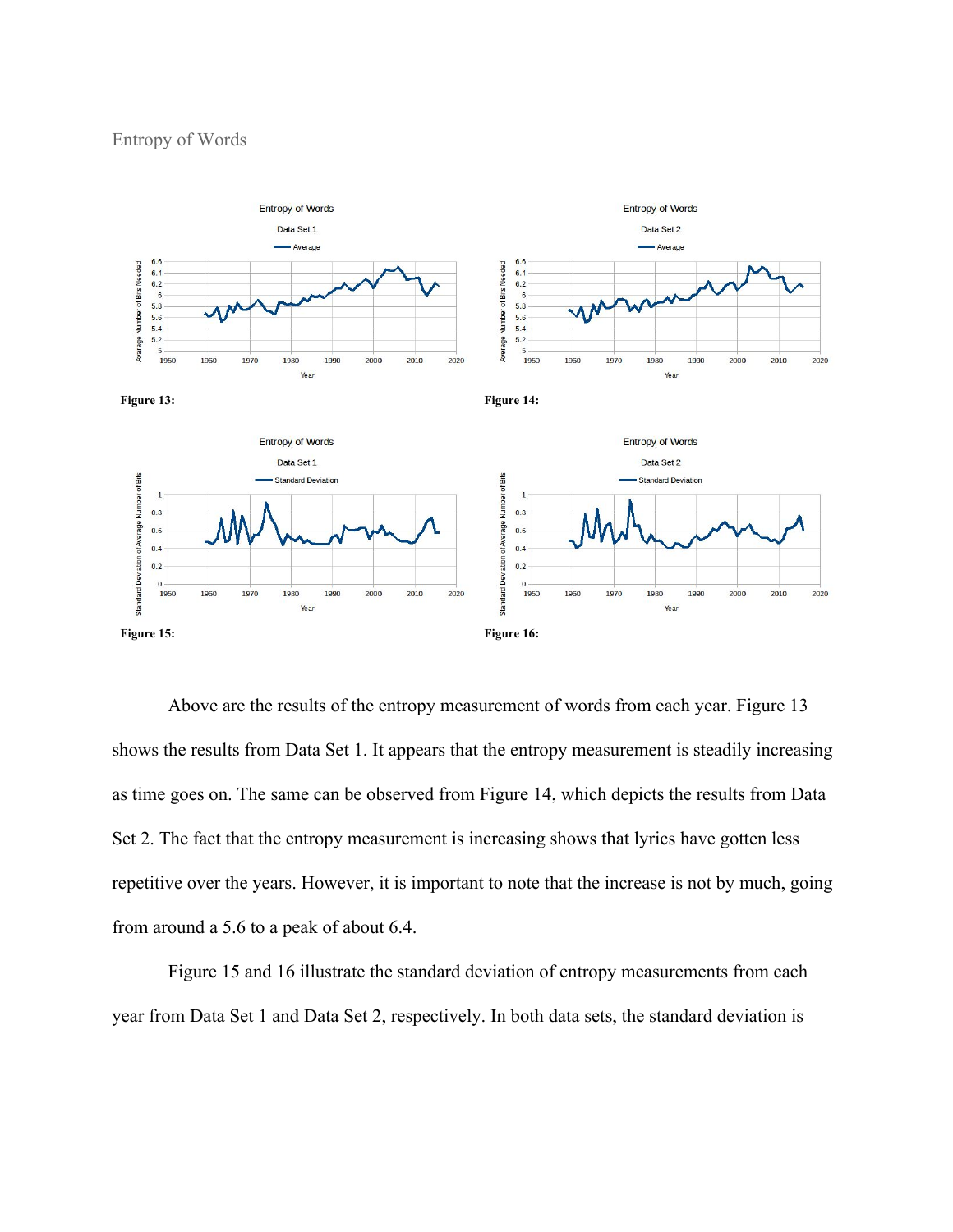Entropy of Words

Figure 13:

Figure 14:

Figure 15:

Figure 16:

Above are the results of the entropy measurement of words from each year. Figure 13 shows the results from Data Set 1. It appears that the entropy measurement is steadily increasing as time goes on. The same can be observed from Figure 14, which depicts the results from Data Set 2. The fact that the entropy measurement is increasing shows that lyrics have gotten less repetitive over the years. However, it is important to note that the increase is not by much, going from around a 5.6 to a peak of about 6.4.

Figure 15 and 16 illustrate the standard deviation of entropy measurements from each year from Data Set 1 and Data Set 2, respectively. In both data sets, the standard deviation is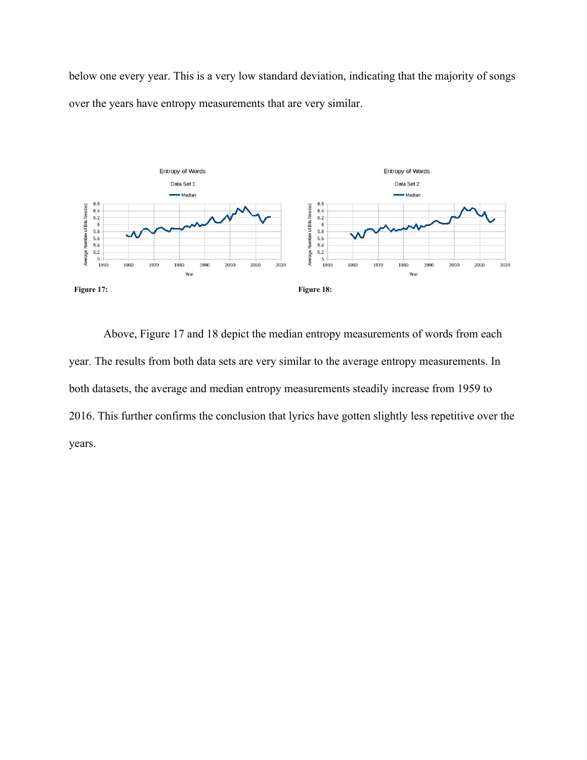below one every year. This is a very low standard deviation, indicating that the majority of songs over the years have entropy measurements that are very similar.

**Figure 17:**

**Figure 18:**

Above, Figure 17 and 18 depict the median entropy measurements of words from each year. The results from both data sets are very similar to the average entropy measurements. In both datasets, the average and median entropy measurements steadily increase from 1959 to 2016. This further confirms the conclusion that lyrics have gotten slightly less repetitive over the years.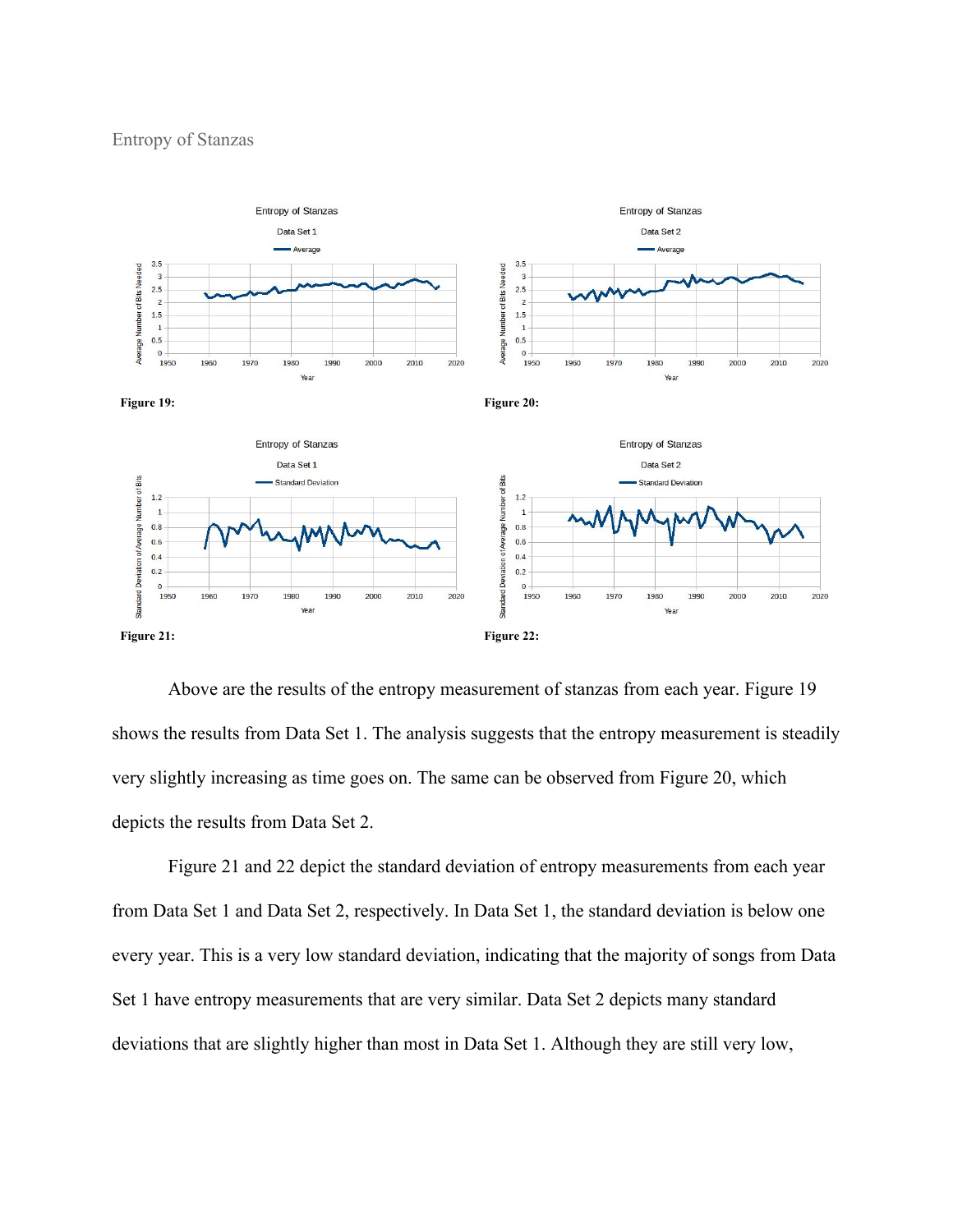## Entropy of Stanzas

**Figure 19:**

**Figure 20:**

**Figure 21:**

**Figure 22:**

Above are the results of the entropy measurement of stanzas from each year. Figure 19 shows the results from Data Set 1. The analysis suggests that the entropy measurement is steadily very slightly increasing as time goes on. The same can be observed from Figure 20, which depicts the results from Data Set 2.

Figure 21 and 22 depict the standard deviation of entropy measurements from each year from Data Set 1 and Data Set 2, respectively. In Data Set 1, the standard deviation is below one every year. This is a very low standard deviation, indicating that the majority of songs from Data Set 1 have entropy measurements that are very similar. Data Set 2 depicts many standard deviations that are slightly higher than most in Data Set 1. Although they are still very low,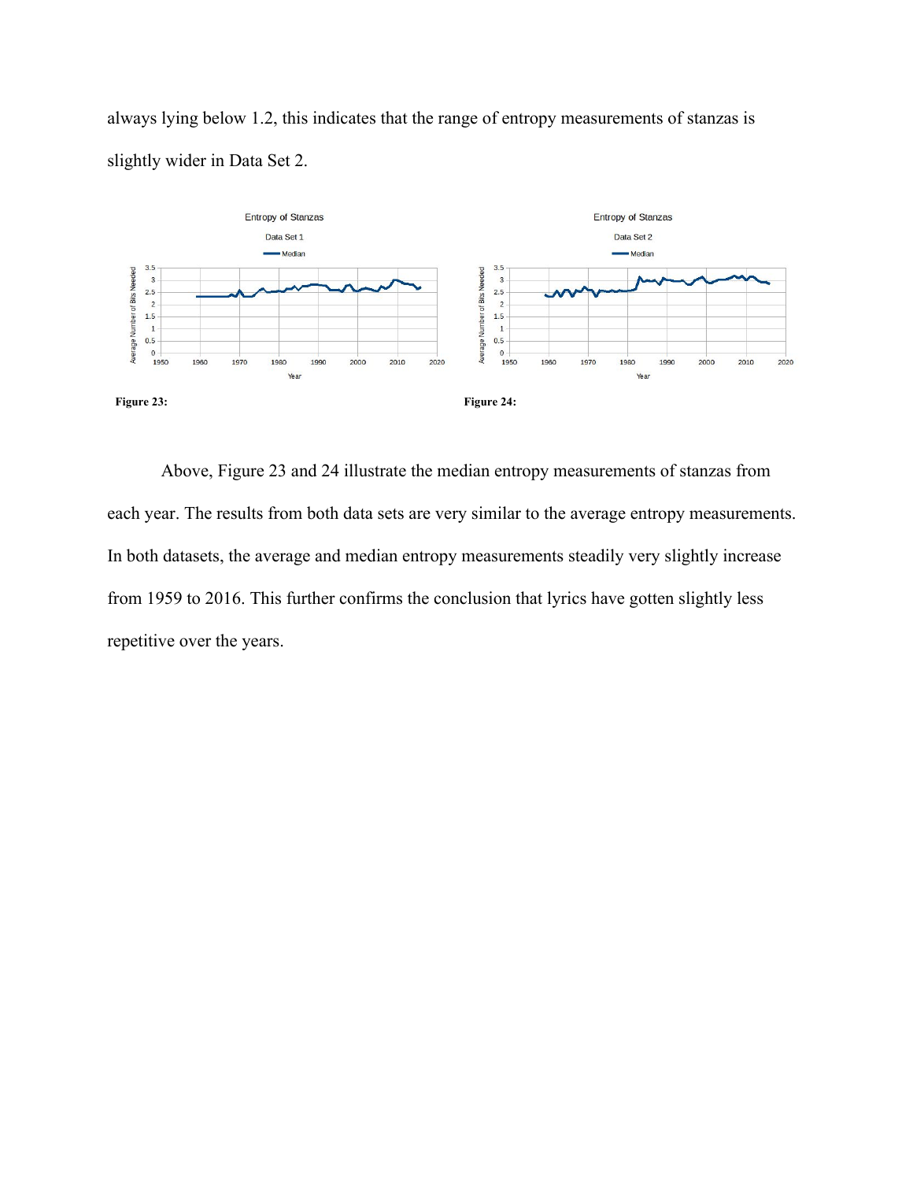always lying below 1.2, this indicates that the range of entropy measurements of stanzas is slightly wider in Data Set 2.

**Figure 23:**

**Figure 24:**

Above, Figure 23 and 24 illustrate the median entropy measurements of stanzas from each year. The results from both data sets are very similar to the average entropy measurements. In both datasets, the average and median entropy measurements steadily very slightly increase from 1959 to 2016. This further confirms the conclusion that lyrics have gotten slightly less repetitive over the years.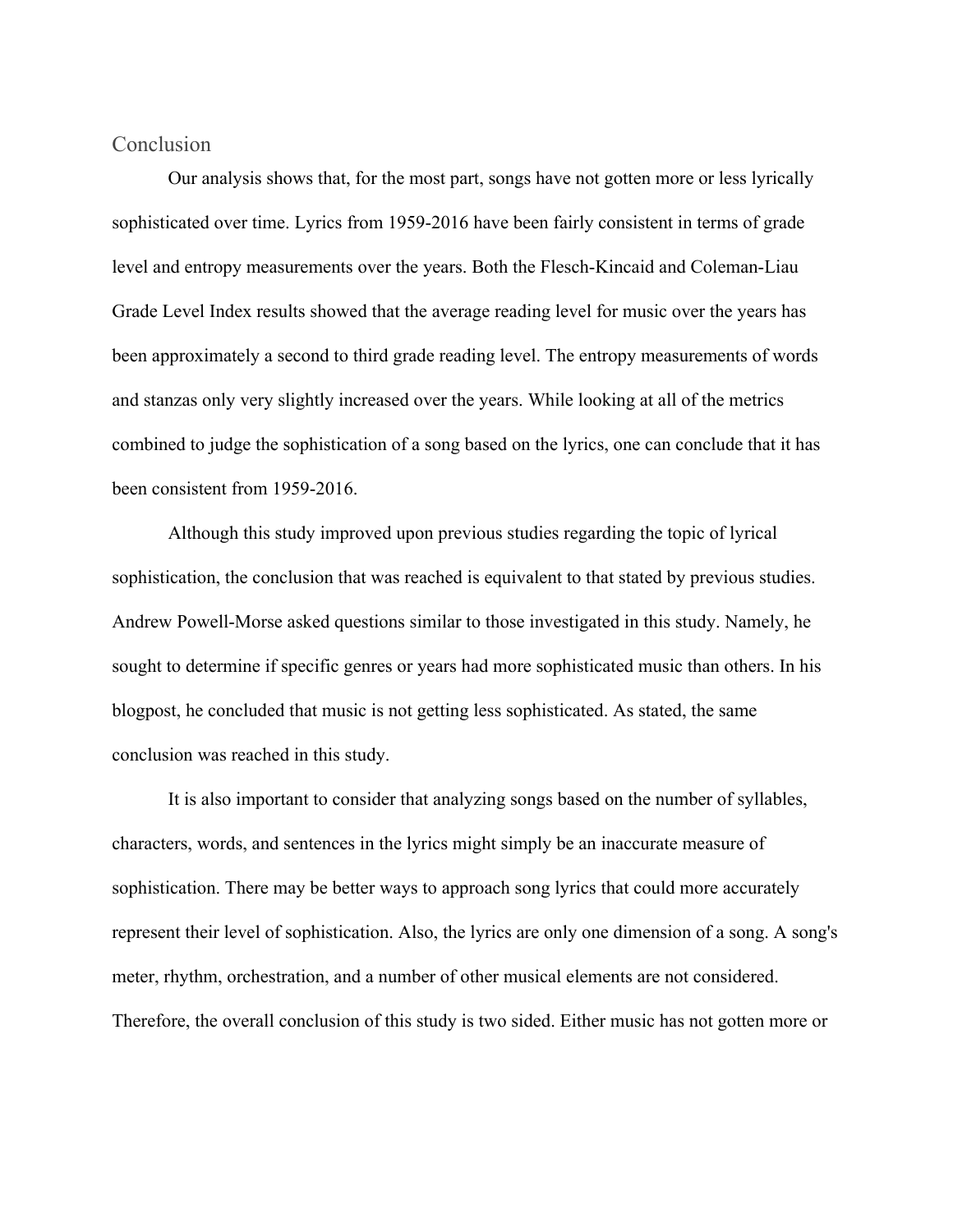## Conclusion

Our analysis shows that, for the most part, songs have not gotten more or less lyrically sophisticated over time. Lyrics from 1959-2016 have been fairly consistent in terms of grade level and entropy measurements over the years. Both the Flesch-Kincaid and Coleman-Liau Grade Level Index results showed that the average reading level for music over the years has been approximately a second to third grade reading level. The entropy measurements of words and stanzas only very slightly increased over the years. While looking at all of the metrics combined to judge the sophistication of a song based on the lyrics, one can conclude that it has been consistent from 1959-2016.

Although this study improved upon previous studies regarding the topic of lyrical sophistication, the conclusion that was reached is equivalent to that stated by previous studies. Andrew Powell-Morse asked questions similar to those investigated in this study. Namely, he sought to determine if specific genres or years had more sophisticated music than others. In his blogpost, he concluded that music is not getting less sophisticated. As stated, the same conclusion was reached in this study.

It is also important to consider that analyzing songs based on the number of syllables, characters, words, and sentences in the lyrics might simply be an inaccurate measure of sophistication. There may be better ways to approach song lyrics that could more accurately represent their level of sophistication. Also, the lyrics are only one dimension of a song. A song's meter, rhythm, orchestration, and a number of other musical elements are not considered. Therefore, the overall conclusion of this study is two sided. Either music has not gotten more or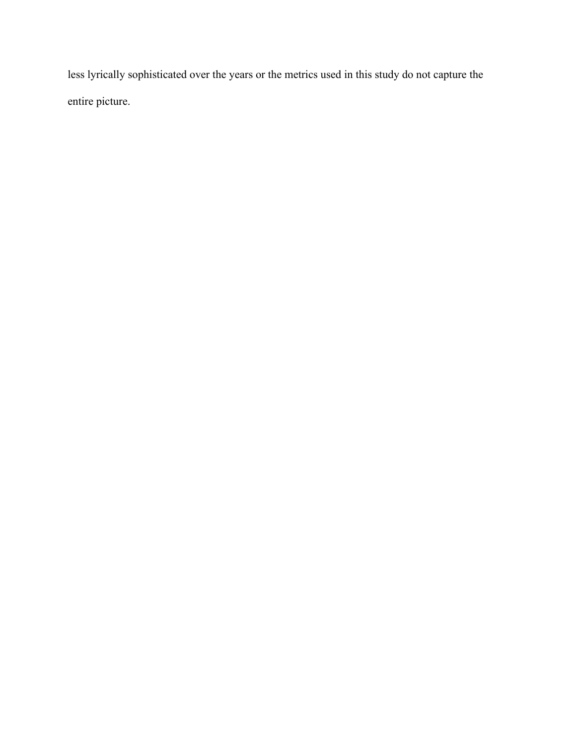less lyrically sophisticated over the years or the metrics used in this study do not capture the entire picture.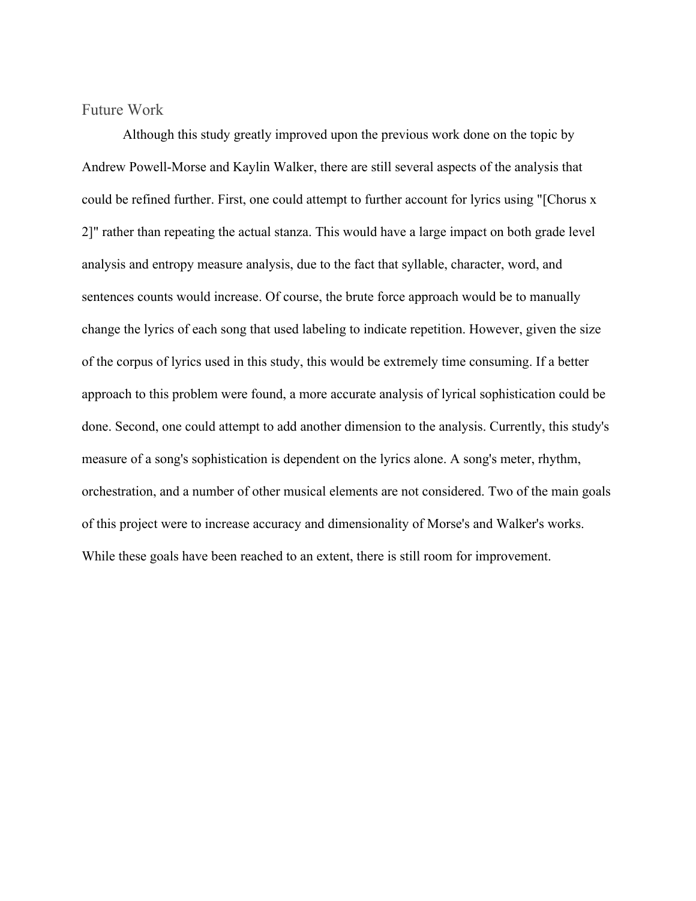## Future Work

Although this study greatly improved upon the previous work done on the topic by Andrew Powell-Morse and Kaylin Walker, there are still several aspects of the analysis that could be refined further. First, one could attempt to further account for lyrics using "[Chorus x 2]" rather than repeating the actual stanza. This would have a large impact on both grade level analysis and entropy measure analysis, due to the fact that syllable, character, word, and sentences counts would increase. Of course, the brute force approach would be to manually change the lyrics of each song that used labeling to indicate repetition. However, given the size of the corpus of lyrics used in this study, this would be extremely time consuming. If a better approach to this problem were found, a more accurate analysis of lyrical sophistication could be done. Second, one could attempt to add another dimension to the analysis. Currently, this study's measure of a song's sophistication is dependent on the lyrics alone. A song's meter, rhythm, orchestration, and a number of other musical elements are not considered. Two of the main goals of this project were to increase accuracy and dimensionality of Morse's and Walker's works. While these goals have been reached to an extent, there is still room for improvement.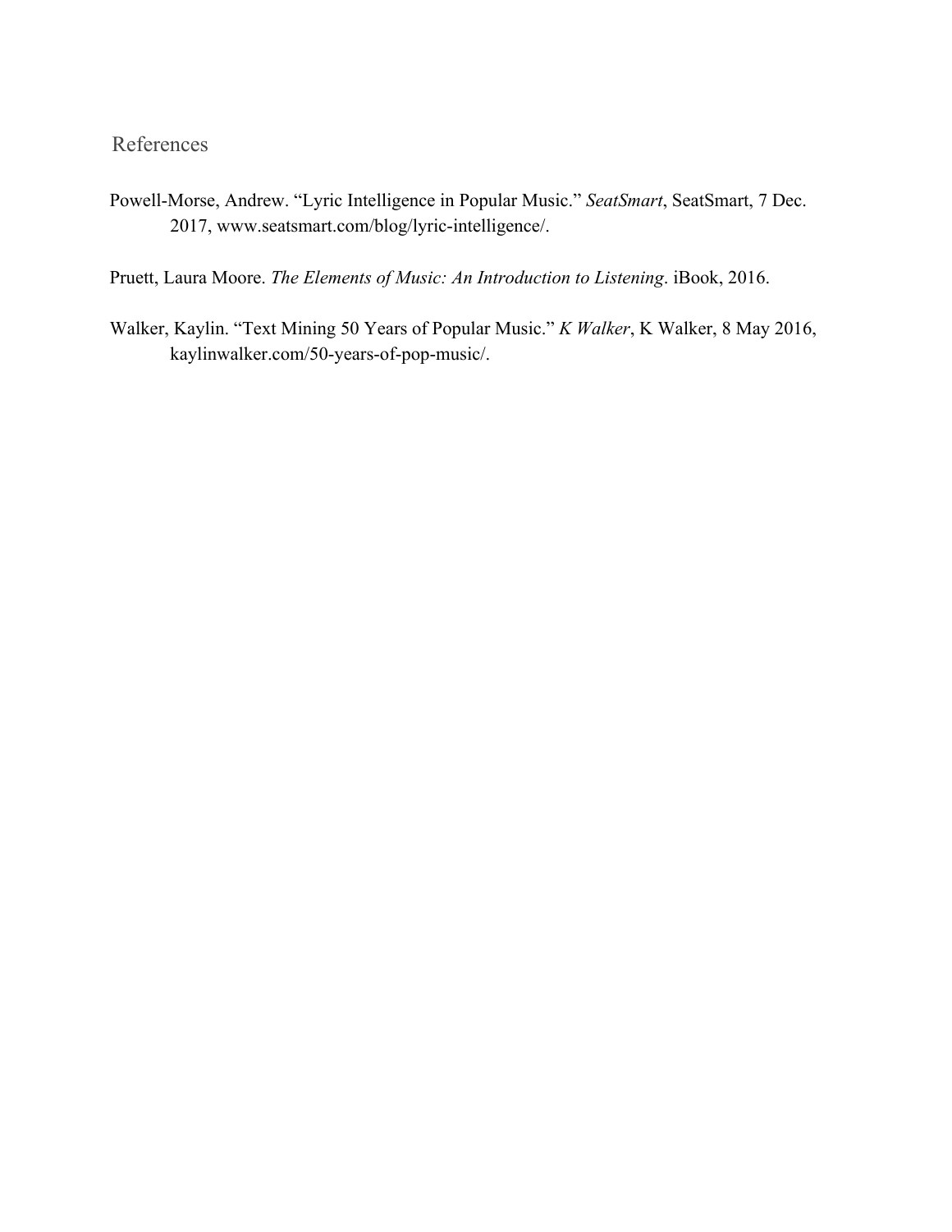## References

Powell-Morse, Andrew. “Lyric Intelligence in Popular Music.” *SeatSmart*, SeatSmart, 7 Dec. 2017, www.seatsmart.com/blog/lyric-intelligence/.

Pruett, Laura Moore. *The Elements of Music: An Introduction to Listening*. iBook, 2016.

Walker, Kaylin. “Text Mining 50 Years of Popular Music.” *K Walker*, K Walker, 8 May 2016, kaylinwalker.com/50-years-of-pop-music/.